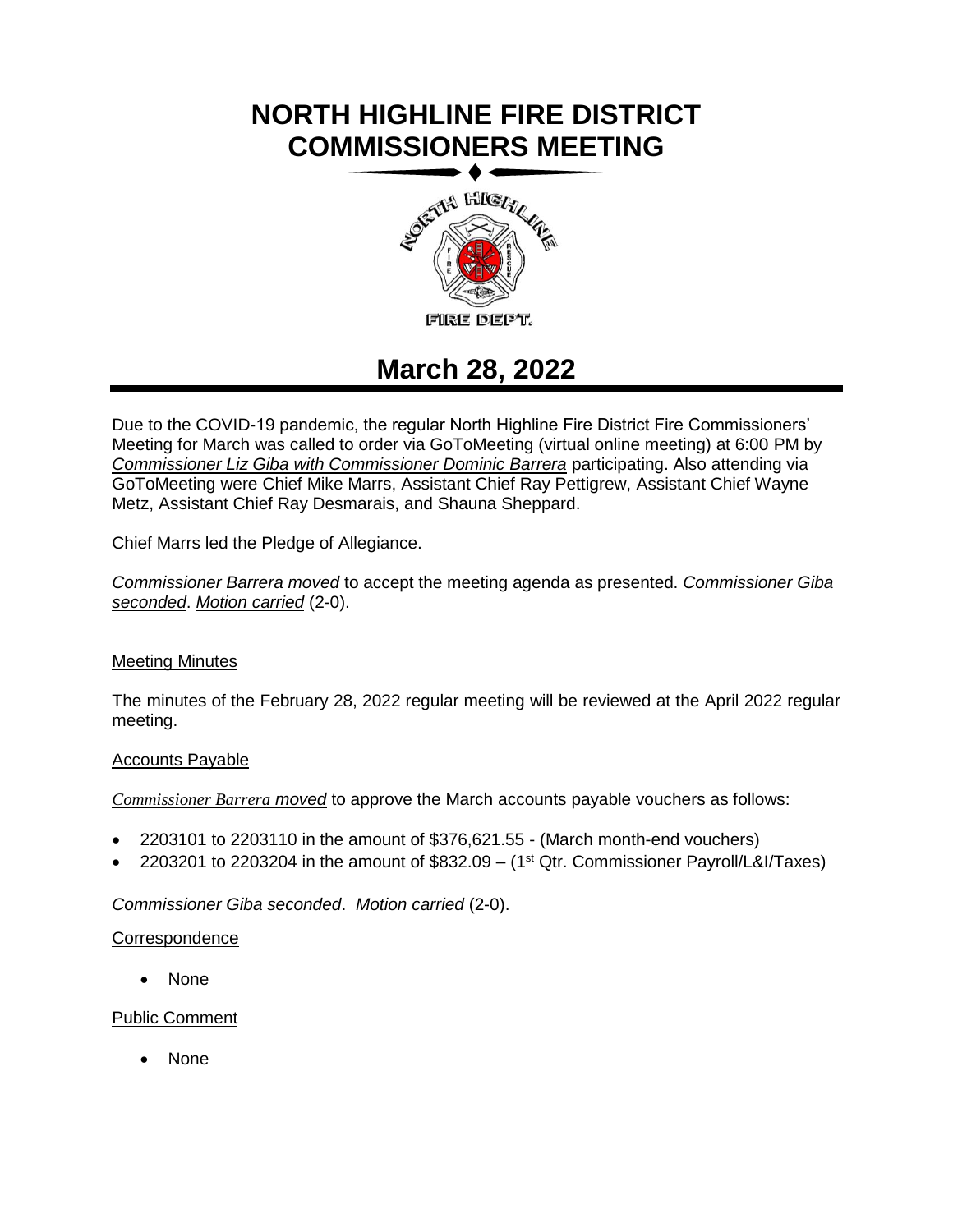# NORTH HIGHLINE FIRE DISTRICT COMMISSIONERS MEETING

FIRE DEPT.

# March 28, 2022

Due to the COVID-19 pandemic, the regular North Highline Fire District Fire Commissioners' Meeting for March was called to order via GoToMeeting (virtual online meeting) at 6:00 PM by *Commissioner Liz Giba with Commissioner Dominic Barrera* participating. Also attending via GoToMeeting were Chief Mike Marrs, Assistant Chief Ray Pettigrew, Assistant Chief Wayne Metz, Assistant Chief Ray Desmarais, and Shauna Sheppard.

Chief Marrs led the Pledge of Allegiance.

*Commissioner Barrera moved* to accept the meeting agenda as presented. *Commissioner Giba seconded*. *Motion carried* (2-0).

## Meeting Minutes

The minutes of the February 28, 2022 regular meeting will be reviewed at the April 2022 regular meeting.

## Accounts Payable

*Commissioner Barrera moved* to approve the March accounts payable vouchers as follows:

- 2203101 to 2203110 in the amount of $376,621.55 - (March month-end vouchers)
- 2203201 to 2203204 in the amount of $832.09 – (1st Qtr. Commissioner Payroll/L&I/Taxes)

*Commissioner Giba seconded*. *Motion carried* (2-0).

## Correspondence

- None

## Public Comment

- None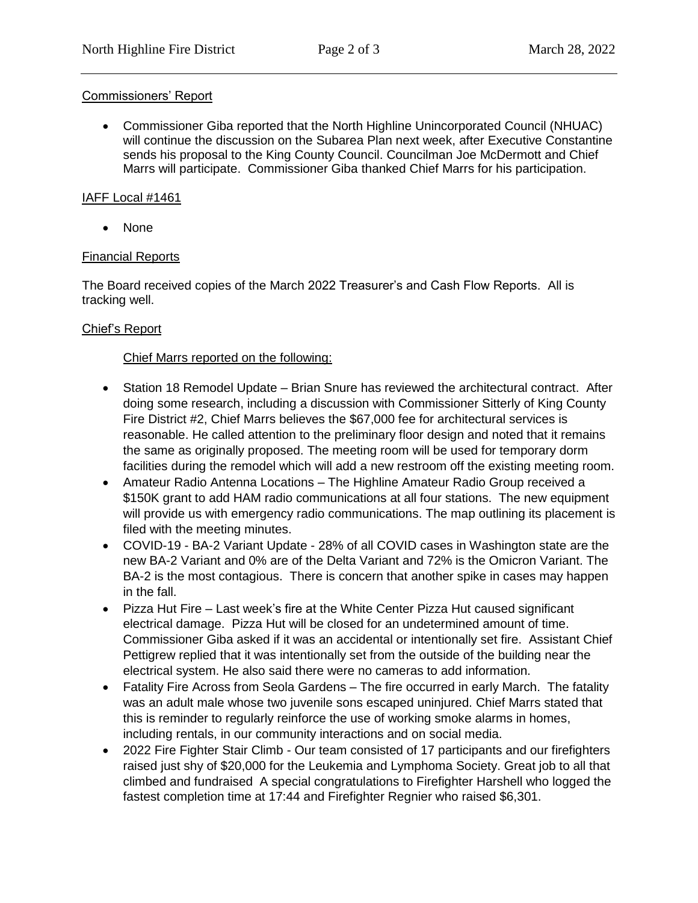Commissioners' Report

- Commissioner Giba reported that the North Highline Unincorporated Council (NHUAC) will continue the discussion on the Subarea Plan next week, after Executive Constantine sends his proposal to the King County Council. Councilman Joe McDermott and Chief Marrs will participate. Commissioner Giba thanked Chief Marrs for his participation.

IAFF Local #1461

- None

Financial Reports

The Board received copies of the March 2022 Treasurer's and Cash Flow Reports. All is tracking well.

Chief's Report

Chief Marrs reported on the following:

- Station 18 Remodel Update – Brian Snure has reviewed the architectural contract. After doing some research, including a discussion with Commissioner Sitterly of King County Fire District #2, Chief Marrs believes the $67,000 fee for architectural services is reasonable. He called attention to the preliminary floor design and noted that it remains the same as originally proposed. The meeting room will be used for temporary dorm facilities during the remodel which will add a new restroom off the existing meeting room.
- Amateur Radio Antenna Locations – The Highline Amateur Radio Group received a $150K grant to add HAM radio communications at all four stations. The new equipment will provide us with emergency radio communications. The map outlining its placement is filed with the meeting minutes.
- COVID-19 - BA-2 Variant Update - 28% of all COVID cases in Washington state are the new BA-2 Variant and 0% are of the Delta Variant and 72% is the Omicron Variant. The BA-2 is the most contagious. There is concern that another spike in cases may happen in the fall.
- Pizza Hut Fire – Last week's fire at the White Center Pizza Hut caused significant electrical damage. Pizza Hut will be closed for an undetermined amount of time. Commissioner Giba asked if it was an accidental or intentionally set fire. Assistant Chief Pettigrew replied that it was intentionally set from the outside of the building near the electrical system. He also said there were no cameras to add information.
- Fatality Fire Across from Seola Gardens – The fire occurred in early March. The fatality was an adult male whose two juvenile sons escaped uninjured. Chief Marrs stated that this is reminder to regularly reinforce the use of working smoke alarms in homes, including rentals, in our community interactions and on social media.
- 2022 Fire Fighter Stair Climb - Our team consisted of 17 participants and our firefighters raised just shy of $20,000 for the Leukemia and Lymphoma Society. Great job to all that climbed and fundraised A special congratulations to Firefighter Harshell who logged the fastest completion time at 17:44 and Firefighter Regnier who raised $6,301.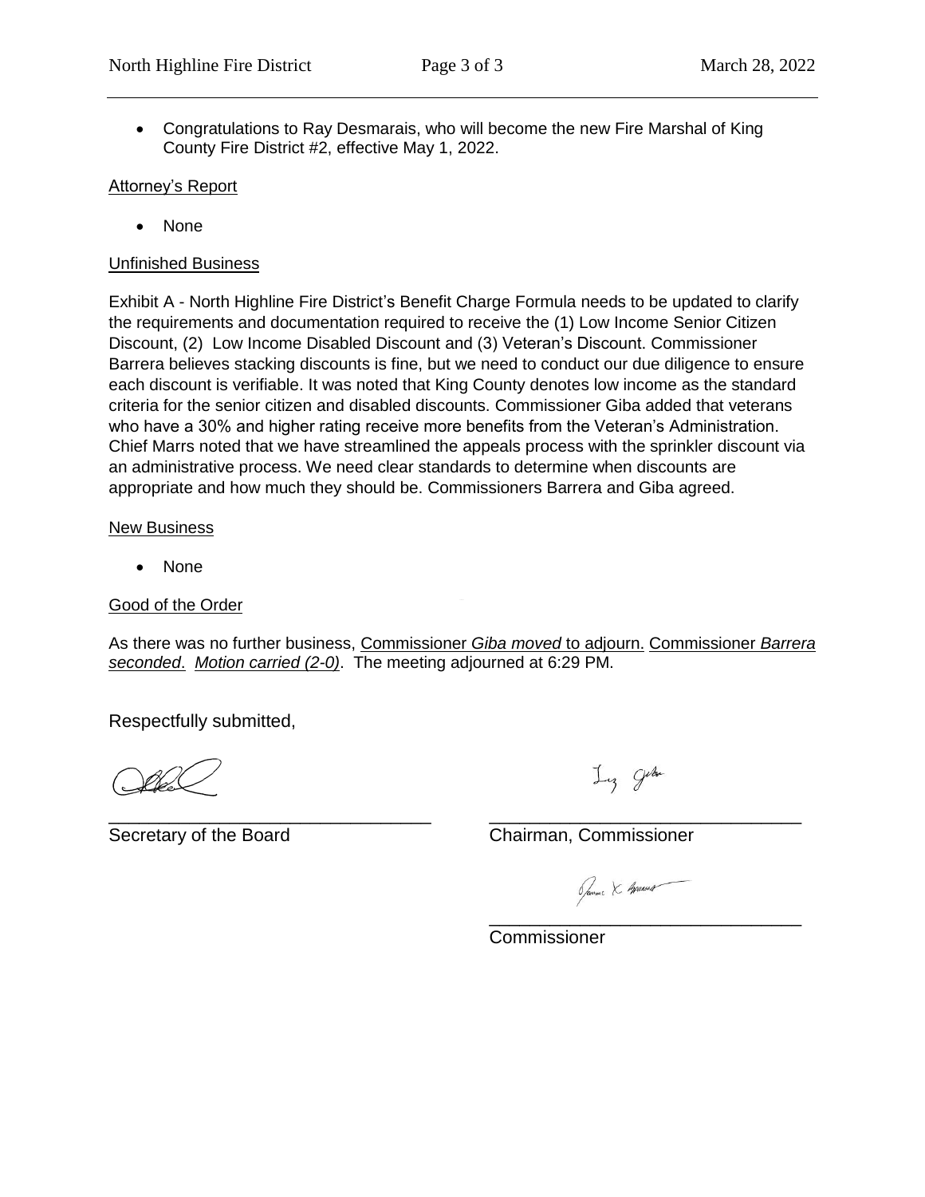- Congratulations to Ray Desmarais, who will become the new Fire Marshal of King County Fire District #2, effective May 1, 2022.

<u>Attorney's Report</u>

- None

<u>Unfinished Business</u>

Exhibit A - North Highline Fire District's Benefit Charge Formula needs to be updated to clarify the requirements and documentation required to receive the (1) Low Income Senior Citizen Discount, (2) Low Income Disabled Discount and (3) Veteran's Discount. Commissioner Barrera believes stacking discounts is fine, but we need to conduct our due diligence to ensure each discount is verifiable. It was noted that King County denotes low income as the standard criteria for the senior citizen and disabled discounts. Commissioner Giba added that veterans who have a 30% and higher rating receive more benefits from the Veteran's Administration. Chief Marrs noted that we have streamlined the appeals process with the sprinkler discount via an administrative process. We need clear standards to determine when discounts are appropriate and how much they should be. Commissioners Barrera and Giba agreed.

<u>New Business</u>

- None

<u>Good of the Order</u>

As there was no further business, <u>Commissioner *Giba moved* to adjourn.</u> <u>Commissioner *Barrera seconded*.</u> <u>*Motion carried (2-0)*</u>. The meeting adjourned at 6:29 PM.

Respectfully submitted,

\_\_\_\_\_\_\_\_\_\_\_\_\_\_\_\_\_\_\_\_\_\_\_\_\_\_\_\_\_\_\_\_
Secretary of the Board

\_\_\_\_\_\_\_\_\_\_\_\_\_\_\_\_\_\_\_\_\_\_\_\_\_\_\_\_\_\_\_\_
Chairman, Commissioner

\_\_\_\_\_\_\_\_\_\_\_\_\_\_\_\_\_\_\_\_\_\_\_\_\_\_\_\_\_\_\_\_
Commissioner